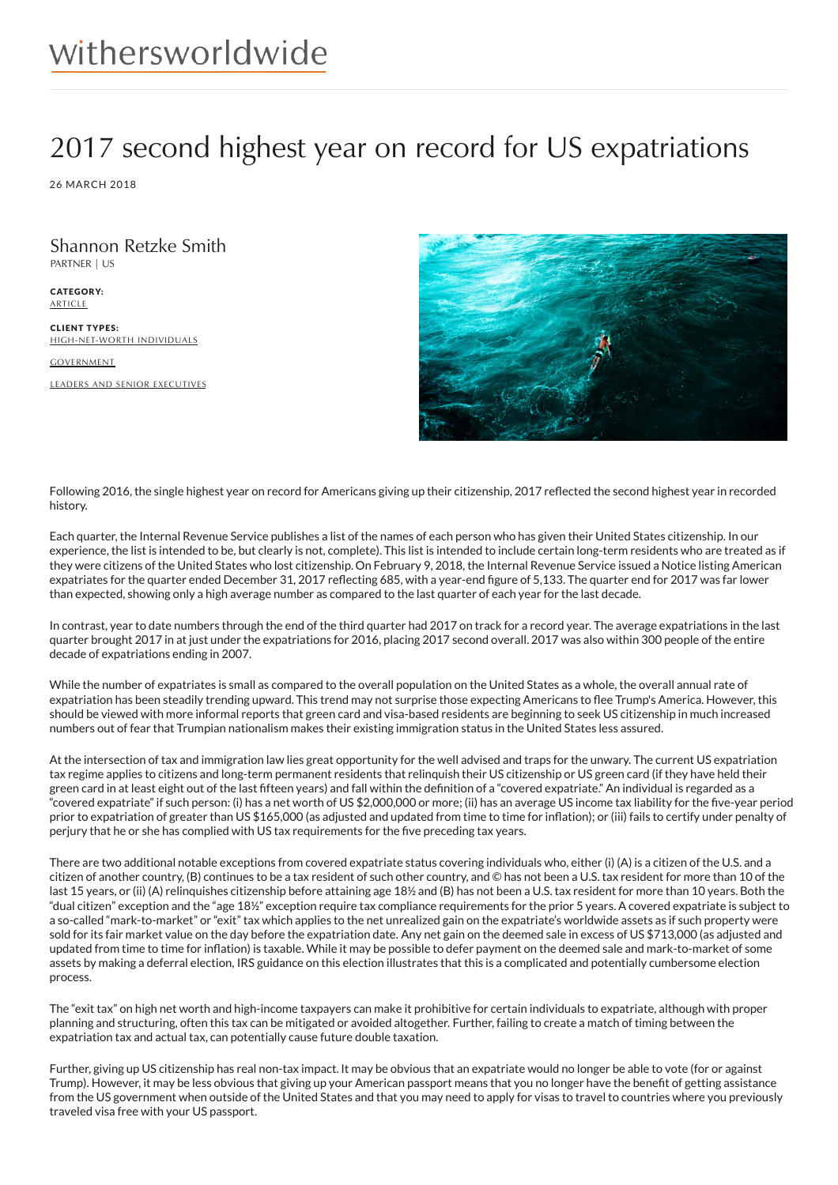withersworldwide

# 2017 second highest year on record for US expatriations

26 MARCH 2018

Shannon Retzke Smith
PARTNER | US

**CATEGORY:**
ARTICLE

**CLIENT TYPES:**
HIGH-NET-WORTH INDIVIDUALS

GOVERNMENT

LEADERS AND SENIOR EXECUTIVES

Following 2016, the single highest year on record for Americans giving up their citizenship, 2017 reflected the second highest year in recorded history.

Each quarter, the Internal Revenue Service publishes a list of the names of each person who has given their United States citizenship. In our experience, the list is intended to be, but clearly is not, complete). This list is intended to include certain long-term residents who are treated as if they were citizens of the United States who lost citizenship. On February 9, 2018, the Internal Revenue Service issued a Notice listing American expatriates for the quarter ended December 31, 2017 reflecting 685, with a year-end figure of 5,133. The quarter end for 2017 was far lower than expected, showing only a high average number as compared to the last quarter of each year for the last decade.

In contrast, year to date numbers through the end of the third quarter had 2017 on track for a record year. The average expatriations in the last quarter brought 2017 in at just under the expatriations for 2016, placing 2017 second overall. 2017 was also within 300 people of the entire decade of expatriations ending in 2007.

While the number of expatriates is small as compared to the overall population on the United States as a whole, the overall annual rate of expatriation has been steadily trending upward. This trend may not surprise those expecting Americans to flee Trump's America. However, this should be viewed with more informal reports that green card and visa-based residents are beginning to seek US citizenship in much increased numbers out of fear that Trumpian nationalism makes their existing immigration status in the United States less assured.

At the intersection of tax and immigration law lies great opportunity for the well advised and traps for the unwary. The current US expatriation tax regime applies to citizens and long-term permanent residents that relinquish their US citizenship or US green card (if they have held their green card in at least eight out of the last fifteen years) and fall within the definition of a "covered expatriate." An individual is regarded as a "covered expatriate" if such person: (i) has a net worth of US $2,000,000 or more; (ii) has an average US income tax liability for the five-year period prior to expatriation of greater than US $165,000 (as adjusted and updated from time to time for inflation); or (iii) fails to certify under penalty of perjury that he or she has complied with US tax requirements for the five preceding tax years.

There are two additional notable exceptions from covered expatriate status covering individuals who, either (i) (A) is a citizen of the U.S. and a citizen of another country, (B) continues to be a tax resident of such other country, and © has not been a U.S. tax resident for more than 10 of the last 15 years, or (ii) (A) relinquishes citizenship before attaining age 18½ and (B) has not been a U.S. tax resident for more than 10 years. Both the "dual citizen" exception and the "age 18½" exception require tax compliance requirements for the prior 5 years. A covered expatriate is subject to a so-called "mark-to-market" or "exit" tax which applies to the net unrealized gain on the expatriate's worldwide assets as if such property were sold for its fair market value on the day before the expatriation date. Any net gain on the deemed sale in excess of US $713,000 (as adjusted and updated from time to time for inflation) is taxable. While it may be possible to defer payment on the deemed sale and mark-to-market of some assets by making a deferral election, IRS guidance on this election illustrates that this is a complicated and potentially cumbersome election process.

The "exit tax" on high net worth and high-income taxpayers can make it prohibitive for certain individuals to expatriate, although with proper planning and structuring, often this tax can be mitigated or avoided altogether. Further, failing to create a match of timing between the expatriation tax and actual tax, can potentially cause future double taxation.

Further, giving up US citizenship has real non-tax impact. It may be obvious that an expatriate would no longer be able to vote (for or against Trump). However, it may be less obvious that giving up your American passport means that you no longer have the benefit of getting assistance from the US government when outside of the United States and that you may need to apply for visas to travel to countries where you previously traveled visa free with your US passport.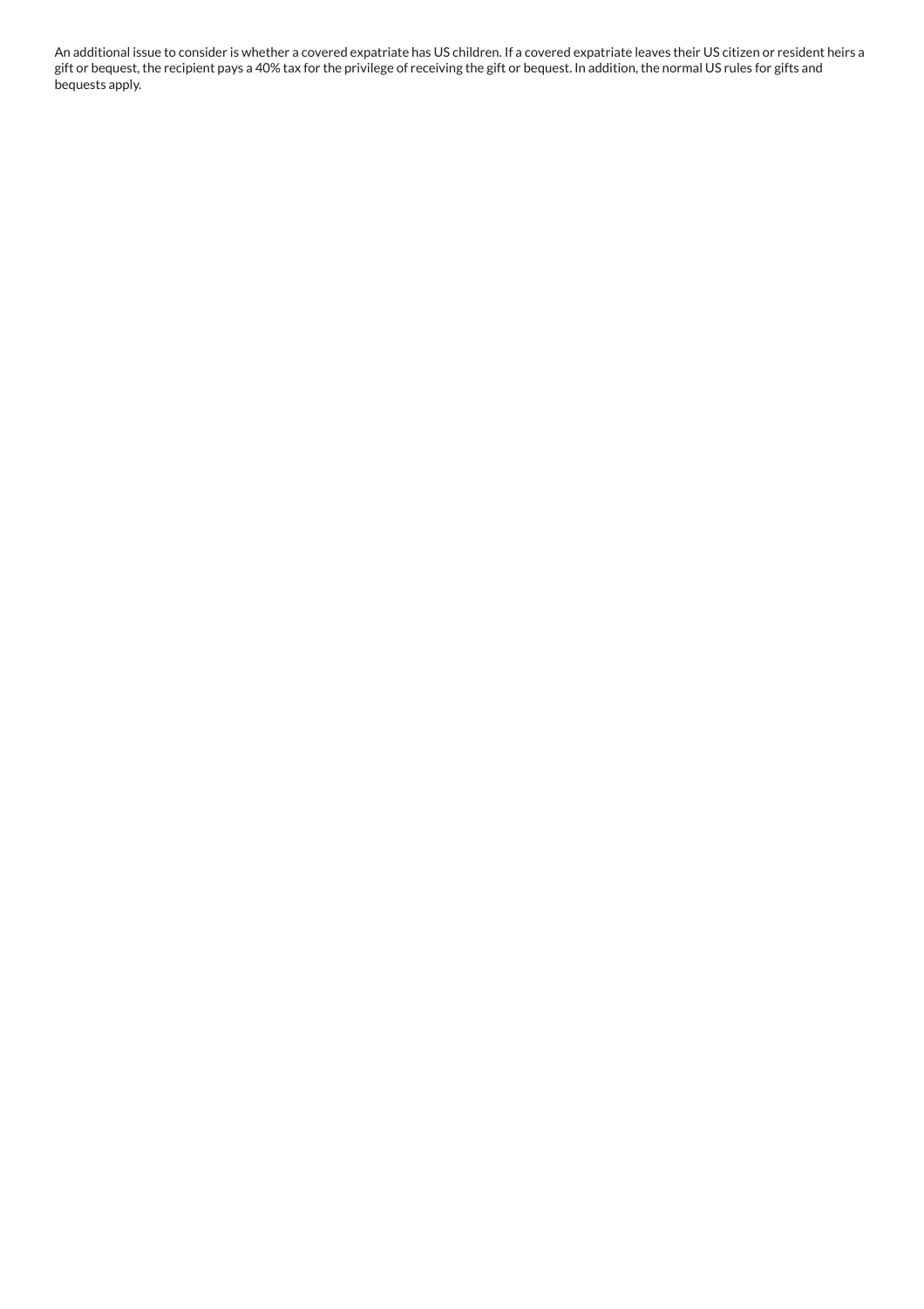An additional issue to consider is whether a covered expatriate has US children. If a covered expatriate leaves their US citizen or resident heirs a gift or bequest, the recipient pays a 40% tax for the privilege of receiving the gift or bequest. In addition, the normal US rules for gifts and bequests apply.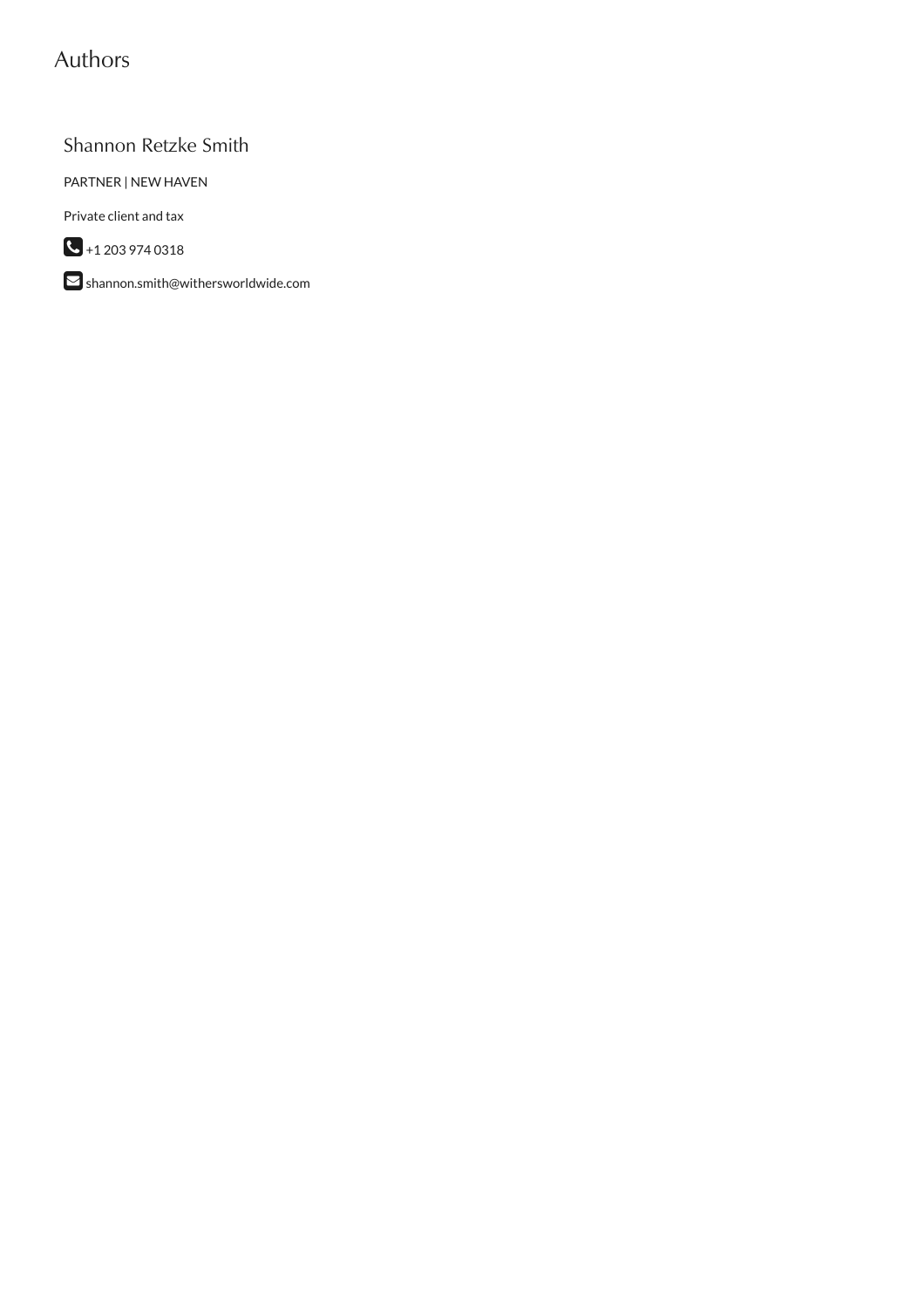# Authors

## Shannon Retzke Smith

PARTNER | NEW HAVEN

Private client and tax

+1 203 974 0318

shannon.smith@withersworldwide.com